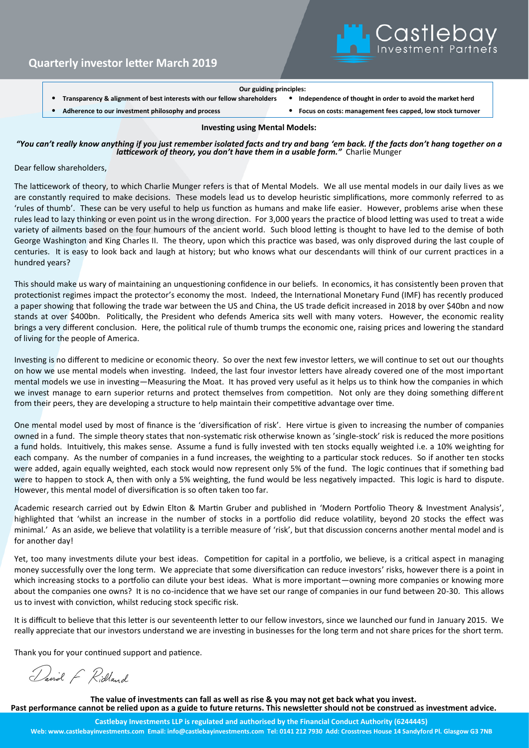# Castlebay Investment Partners

## Quarterly investor letter March 2019

**Our guiding principles:**

- **Transparency & alignment of best interests with our fellow shareholders**
- **Independence of thought in order to avoid the market herd**
- **Adherence to our investment philosophy and process**
- **Focus on costs: management fees capped, low stock turnover**

### Investing using Mental Models:

***"You can't really know anything if you just remember isolated facts and try and bang 'em back. If the facts don't hang together on a latticework of theory, you don't have them in a usable form."*** Charlie Munger

Dear fellow shareholders,

The latticework of theory, to which Charlie Munger refers is that of Mental Models. We all use mental models in our daily lives as we are constantly required to make decisions. These models lead us to develop heuristic simplifications, more commonly referred to as 'rules of thumb'. These can be very useful to help us function as humans and make life easier. However, problems arise when these rules lead to lazy thinking or even point us in the wrong direction. For 3,000 years the practice of blood letting was used to treat a wide variety of ailments based on the four humours of the ancient world. Such blood letting is thought to have led to the demise of both George Washington and King Charles II. The theory, upon which this practice was based, was only disproved during the last couple of centuries. It is easy to look back and laugh at history; but who knows what our descendants will think of our current practices in a hundred years?

This should make us wary of maintaining an unquestioning confidence in our beliefs. In economics, it has consistently been proven that protectionist regimes impact the protector's economy the most. Indeed, the International Monetary Fund (IMF) has recently produced a paper showing that following the trade war between the US and China, the US trade deficit increased in 2018 by over $40bn and now stands at over $400bn. Politically, the President who defends America sits well with many voters. However, the economic reality brings a very different conclusion. Here, the political rule of thumb trumps the economic one, raising prices and lowering the standard of living for the people of America.

Investing is no different to medicine or economic theory. So over the next few investor letters, we will continue to set out our thoughts on how we use mental models when investing. Indeed, the last four investor letters have already covered one of the most important mental models we use in investing—Measuring the Moat. It has proved very useful as it helps us to think how the companies in which we invest manage to earn superior returns and protect themselves from competition. Not only are they doing something different from their peers, they are developing a structure to help maintain their competitive advantage over time.

One mental model used by most of finance is the 'diversification of risk'. Here virtue is given to increasing the number of companies owned in a fund. The simple theory states that non-systematic risk otherwise known as 'single-stock' risk is reduced the more positions a fund holds. Intuitively, this makes sense. Assume a fund is fully invested with ten stocks equally weighted i.e. a 10% weighting for each company. As the number of companies in a fund increases, the weighting to a particular stock reduces. So if another ten stocks were added, again equally weighted, each stock would now represent only 5% of the fund. The logic continues that if something bad were to happen to stock A, then with only a 5% weighting, the fund would be less negatively impacted. This logic is hard to dispute. However, this mental model of diversification is so often taken too far.

Academic research carried out by Edwin Elton & Martin Gruber and published in 'Modern Portfolio Theory & Investment Analysis', highlighted that 'whilst an increase in the number of stocks in a portfolio did reduce volatility, beyond 20 stocks the effect was minimal.' As an aside, we believe that volatility is a terrible measure of 'risk', but that discussion concerns another mental model and is for another day!

Yet, too many investments dilute your best ideas. Competition for capital in a portfolio, we believe, is a critical aspect in managing money successfully over the long term. We appreciate that some diversification can reduce investors' risks, however there is a point in which increasing stocks to a portfolio can dilute your best ideas. What is more important—owning more companies or knowing more about the companies one owns? It is no co-incidence that we have set our range of companies in our fund between 20-30. This allows us to invest with conviction, whilst reducing stock specific risk.

It is difficult to believe that this letter is our seventeenth letter to our fellow investors, since we launched our fund in January 2015. We really appreciate that our investors understand we are investing in businesses for the long term and not share prices for the short term.

Thank you for your continued support and patience.

David F Ridland

**The value of investments can fall as well as rise & you may not get back what you invest.**
**Past performance cannot be relied upon as a guide to future returns. This newsletter should not be construed as investment advice.**

**Castlebay Investments LLP is regulated and authorised by the Financial Conduct Authority (6244445)**
**Web: www.castlebayinvestments.com Email: info@castlebayinvestments.com Tel: 0141 212 7930 Add: Crosstrees House 14 Sandyford Pl. Glasgow G3 7NB**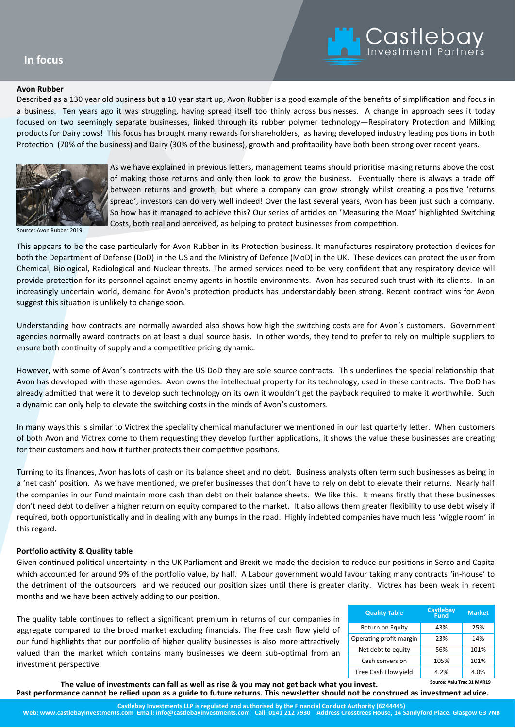# In focus

## Avon Rubber

Described as a 130 year old business but a 10 year start up, Avon Rubber is a good example of the benefits of simplification and focus in a business. Ten years ago it was struggling, having spread itself too thinly across businesses. A change in approach sees it today focused on two seemingly separate businesses, linked through its rubber polymer technology—Respiratory Protection and Milking products for Dairy cows! This focus has brought many rewards for shareholders, as having developed industry leading positions in both Protection (70% of the business) and Dairy (30% of the business), growth and profitability have both been strong over recent years.

Source: Avon Rubber 2019

As we have explained in previous letters, management teams should prioritise making returns above the cost of making those returns and only then look to grow the business. Eventually there is always a trade off between returns and growth; but where a company can grow strongly whilst creating a positive 'returns spread', investors can do very well indeed! Over the last several years, Avon has been just such a company. So how has it managed to achieve this? Our series of articles on 'Measuring the Moat' highlighted Switching Costs, both real and perceived, as helping to protect businesses from competition.

This appears to be the case particularly for Avon Rubber in its Protection business. It manufactures respiratory protection devices for both the Department of Defense (DoD) in the US and the Ministry of Defence (MoD) in the UK. These devices can protect the user from Chemical, Biological, Radiological and Nuclear threats. The armed services need to be very confident that any respiratory device will provide protection for its personnel against enemy agents in hostile environments. Avon has secured such trust with its clients. In an increasingly uncertain world, demand for Avon's protection products has understandably been strong. Recent contract wins for Avon suggest this situation is unlikely to change soon.

Understanding how contracts are normally awarded also shows how high the switching costs are for Avon's customers. Government agencies normally award contracts on at least a dual source basis. In other words, they tend to prefer to rely on multiple suppliers to ensure both continuity of supply and a competitive pricing dynamic.

However, with some of Avon's contracts with the US DoD they are sole source contracts. This underlines the special relationship that Avon has developed with these agencies. Avon owns the intellectual property for its technology, used in these contracts. The DoD has already admitted that were it to develop such technology on its own it wouldn't get the payback required to make it worthwhile. Such a dynamic can only help to elevate the switching costs in the minds of Avon's customers.

In many ways this is similar to Victrex the speciality chemical manufacturer we mentioned in our last quarterly letter. When customers of both Avon and Victrex come to them requesting they develop further applications, it shows the value these businesses are creating for their customers and how it further protects their competitive positions.

Turning to its finances, Avon has lots of cash on its balance sheet and no debt. Business analysts often term such businesses as being in a 'net cash' position. As we have mentioned, we prefer businesses that don't have to rely on debt to elevate their returns. Nearly half the companies in our Fund maintain more cash than debt on their balance sheets. We like this. It means firstly that these businesses don't need debt to deliver a higher return on equity compared to the market. It also allows them greater flexibility to use debt wisely if required, both opportunistically and in dealing with any bumps in the road. Highly indebted companies have much less 'wiggle room' in this regard.

## Portfolio activity & Quality table

Given continued political uncertainty in the UK Parliament and Brexit we made the decision to reduce our positions in Serco and Capita which accounted for around 9% of the portfolio value, by half. A Labour government would favour taking many contracts 'in-house' to the detriment of the outsourcers and we reduced our position sizes until there is greater clarity. Victrex has been weak in recent months and we have been actively adding to our position.

The quality table continues to reflect a significant premium in returns of our companies in aggregate compared to the broad market excluding financials. The free cash flow yield of our fund highlights that our portfolio of higher quality businesses is also more attractively valued than the market which contains many businesses we deem sub-optimal from an investment perspective.

| Quality Table | Castlebay Fund | Market |
|---|---|---|
| Return on Equity | 43% | 25% |
| Operating profit margin | 23% | 14% |
| Net debt to equity | 56% | 101% |
| Cash conversion | 105% | 101% |
| Free Cash Flow yield | 4.2% | 4.0% |

Source: Valu Trac 31 MAR19

**The value of investments can fall as well as rise & you may not get back what you invest.**
**Past performance cannot be relied upon as a guide to future returns. This newsletter should not be construed as investment advice.**

Castlebay Investments LLP is regulated and authorised by the Financial Conduct Authority (6244445)
Web: www.castlebayinvestments.com Email: info@castlebayinvestments.com Call: 0141 212 7930 Address Crosstrees House, 14 Sandyford Place. Glasgow G3 7NB